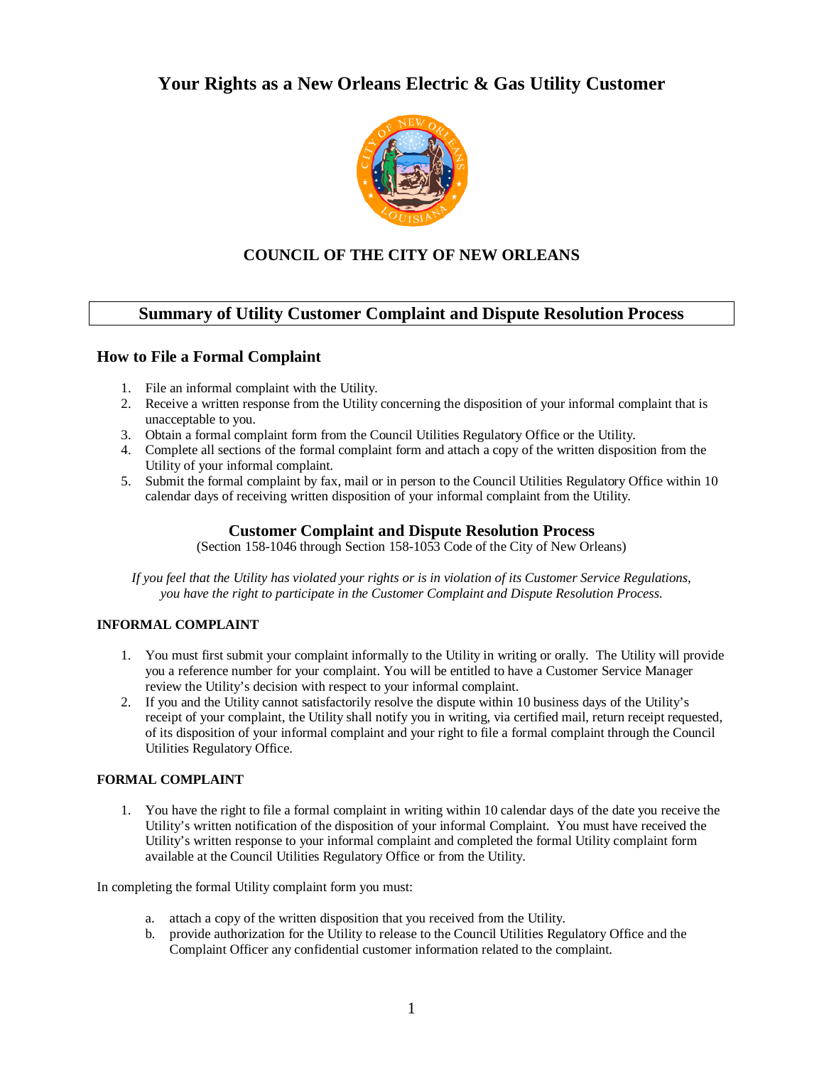# Your Rights as a New Orleans Electric & Gas Utility Customer

### COUNCIL OF THE CITY OF NEW ORLEANS

## Summary of Utility Customer Complaint and Dispute Resolution Process

### How to File a Formal Complaint

1. File an informal complaint with the Utility.
2. Receive a written response from the Utility concerning the disposition of your informal complaint that is unacceptable to you.
3. Obtain a formal complaint form from the Council Utilities Regulatory Office or the Utility.
4. Complete all sections of the formal complaint form and attach a copy of the written disposition from the Utility of your informal complaint.
5. Submit the formal complaint by fax, mail or in person to the Council Utilities Regulatory Office within 10 calendar days of receiving written disposition of your informal complaint from the Utility.

### Customer Complaint and Dispute Resolution Process

(Section 158-1046 through Section 158-1053 Code of the City of New Orleans)

*If you feel that the Utility has violated your rights or is in violation of its Customer Service Regulations, you have the right to participate in the Customer Complaint and Dispute Resolution Process.*

#### INFORMAL COMPLAINT

1. You must first submit your complaint informally to the Utility in writing or orally. The Utility will provide you a reference number for your complaint. You will be entitled to have a Customer Service Manager review the Utility's decision with respect to your informal complaint.
2. If you and the Utility cannot satisfactorily resolve the dispute within 10 business days of the Utility's receipt of your complaint, the Utility shall notify you in writing, via certified mail, return receipt requested, of its disposition of your informal complaint and your right to file a formal complaint through the Council Utilities Regulatory Office.

#### FORMAL COMPLAINT

1. You have the right to file a formal complaint in writing within 10 calendar days of the date you receive the Utility's written notification of the disposition of your informal Complaint. You must have received the Utility's written response to your informal complaint and completed the formal Utility complaint form available at the Council Utilities Regulatory Office or from the Utility.

In completing the formal Utility complaint form you must:

a. attach a copy of the written disposition that you received from the Utility.
b. provide authorization for the Utility to release to the Council Utilities Regulatory Office and the Complaint Officer any confidential customer information related to the complaint.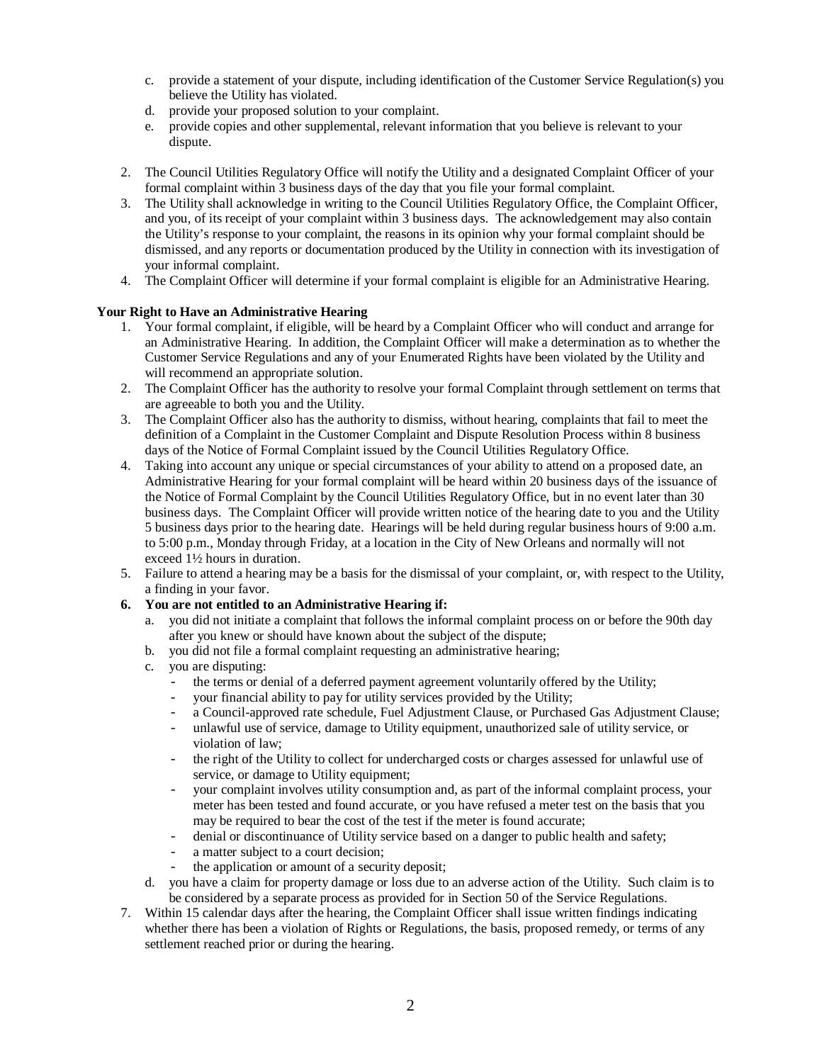c. provide a statement of your dispute, including identification of the Customer Service Regulation(s) you believe the Utility has violated.
d. provide your proposed solution to your complaint.
e. provide copies and other supplemental, relevant information that you believe is relevant to your dispute.

2. The Council Utilities Regulatory Office will notify the Utility and a designated Complaint Officer of your formal complaint within 3 business days of the day that you file your formal complaint.
3. The Utility shall acknowledge in writing to the Council Utilities Regulatory Office, the Complaint Officer, and you, of its receipt of your complaint within 3 business days. The acknowledgement may also contain the Utility's response to your complaint, the reasons in its opinion why your formal complaint should be dismissed, and any reports or documentation produced by the Utility in connection with its investigation of your informal complaint.
4. The Complaint Officer will determine if your formal complaint is eligible for an Administrative Hearing.

**Your Right to Have an Administrative Hearing**

1. Your formal complaint, if eligible, will be heard by a Complaint Officer who will conduct and arrange for an Administrative Hearing. In addition, the Complaint Officer will make a determination as to whether the Customer Service Regulations and any of your Enumerated Rights have been violated by the Utility and will recommend an appropriate solution.
2. The Complaint Officer has the authority to resolve your formal Complaint through settlement on terms that are agreeable to both you and the Utility.
3. The Complaint Officer also has the authority to dismiss, without hearing, complaints that fail to meet the definition of a Complaint in the Customer Complaint and Dispute Resolution Process within 8 business days of the Notice of Formal Complaint issued by the Council Utilities Regulatory Office.
4. Taking into account any unique or special circumstances of your ability to attend on a proposed date, an Administrative Hearing for your formal complaint will be heard within 20 business days of the issuance of the Notice of Formal Complaint by the Council Utilities Regulatory Office, but in no event later than 30 business days. The Complaint Officer will provide written notice of the hearing date to you and the Utility 5 business days prior to the hearing date. Hearings will be held during regular business hours of 9:00 a.m. to 5:00 p.m., Monday through Friday, at a location in the City of New Orleans and normally will not exceed 1½ hours in duration.
5. Failure to attend a hearing may be a basis for the dismissal of your complaint, or, with respect to the Utility, a finding in your favor.
6. **You are not entitled to an Administrative Hearing if:**
   a. you did not initiate a complaint that follows the informal complaint process on or before the 90th day after you knew or should have known about the subject of the dispute;
   b. you did not file a formal complaint requesting an administrative hearing;
   c. you are disputing:
      - the terms or denial of a deferred payment agreement voluntarily offered by the Utility;
      - your financial ability to pay for utility services provided by the Utility;
      - a Council-approved rate schedule, Fuel Adjustment Clause, or Purchased Gas Adjustment Clause;
      - unlawful use of service, damage to Utility equipment, unauthorized sale of utility service, or violation of law;
      - the right of the Utility to collect for undercharged costs or charges assessed for unlawful use of service, or damage to Utility equipment;
      - your complaint involves utility consumption and, as part of the informal complaint process, your meter has been tested and found accurate, or you have refused a meter test on the basis that you may be required to bear the cost of the test if the meter is found accurate;
      - denial or discontinuance of Utility service based on a danger to public health and safety;
      - a matter subject to a court decision;
      - the application or amount of a security deposit;
   d. you have a claim for property damage or loss due to an adverse action of the Utility. Such claim is to be considered by a separate process as provided for in Section 50 of the Service Regulations.
7. Within 15 calendar days after the hearing, the Complaint Officer shall issue written findings indicating whether there has been a violation of Rights or Regulations, the basis, proposed remedy, or terms of any settlement reached prior or during the hearing.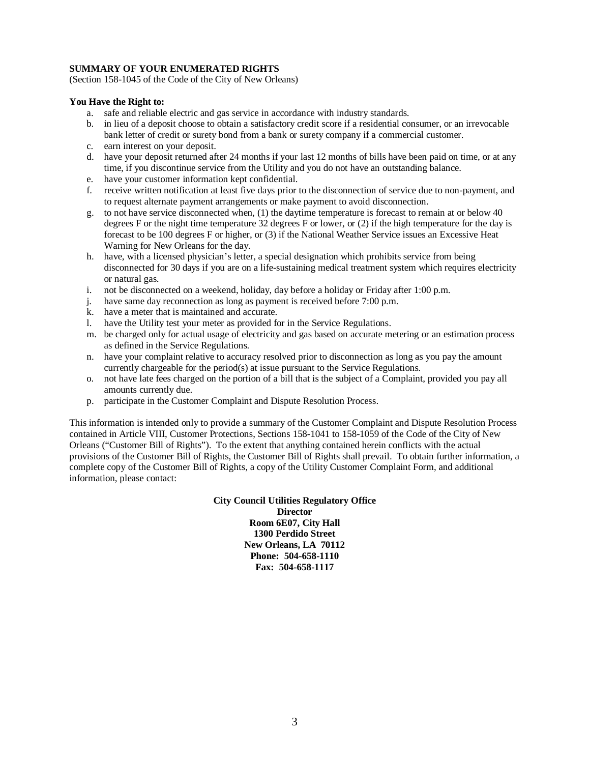**SUMMARY OF YOUR ENUMERATED RIGHTS**
(Section 158-1045 of the Code of the City of New Orleans)

**You Have the Right to:**

a. safe and reliable electric and gas service in accordance with industry standards.
b. in lieu of a deposit choose to obtain a satisfactory credit score if a residential consumer, or an irrevocable bank letter of credit or surety bond from a bank or surety company if a commercial customer.
c. earn interest on your deposit.
d. have your deposit returned after 24 months if your last 12 months of bills have been paid on time, or at any time, if you discontinue service from the Utility and you do not have an outstanding balance.
e. have your customer information kept confidential.
f. receive written notification at least five days prior to the disconnection of service due to non-payment, and to request alternate payment arrangements or make payment to avoid disconnection.
g. to not have service disconnected when, (1) the daytime temperature is forecast to remain at or below 40 degrees F or the night time temperature 32 degrees F or lower, or (2) if the high temperature for the day is forecast to be 100 degrees F or higher, or (3) if the National Weather Service issues an Excessive Heat Warning for New Orleans for the day.
h. have, with a licensed physician's letter, a special designation which prohibits service from being disconnected for 30 days if you are on a life-sustaining medical treatment system which requires electricity or natural gas.
i. not be disconnected on a weekend, holiday, day before a holiday or Friday after 1:00 p.m.
j. have same day reconnection as long as payment is received before 7:00 p.m.
k. have a meter that is maintained and accurate.
l. have the Utility test your meter as provided for in the Service Regulations.
m. be charged only for actual usage of electricity and gas based on accurate metering or an estimation process as defined in the Service Regulations.
n. have your complaint relative to accuracy resolved prior to disconnection as long as you pay the amount currently chargeable for the period(s) at issue pursuant to the Service Regulations.
o. not have late fees charged on the portion of a bill that is the subject of a Complaint, provided you pay all amounts currently due.
p. participate in the Customer Complaint and Dispute Resolution Process.

This information is intended only to provide a summary of the Customer Complaint and Dispute Resolution Process contained in Article VIII, Customer Protections, Sections 158-1041 to 158-1059 of the Code of the City of New Orleans ("Customer Bill of Rights"). To the extent that anything contained herein conflicts with the actual provisions of the Customer Bill of Rights, the Customer Bill of Rights shall prevail. To obtain further information, a complete copy of the Customer Bill of Rights, a copy of the Utility Customer Complaint Form, and additional information, please contact:

**City Council Utilities Regulatory Office**
**Director**
**Room 6E07, City Hall**
**1300 Perdido Street**
**New Orleans, LA 70112**
**Phone: 504-658-1110**
**Fax: 504-658-1117**